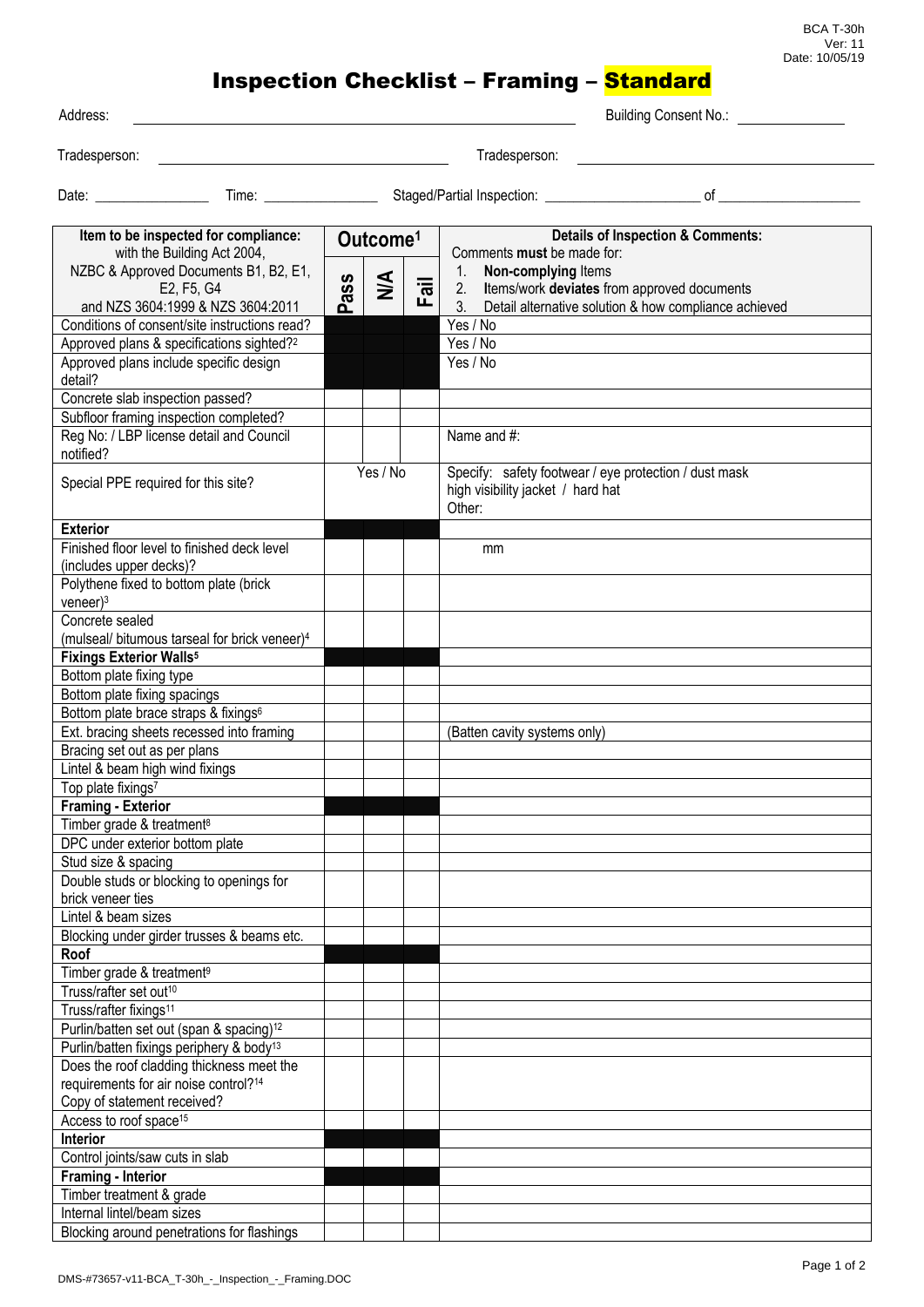BCA T-30h
Ver: 11
Date: 10/05/19

# Inspection Checklist – Framing – Standard

Address: ______________________ Building Consent No.: ____________

Tradesperson: ______________________ Tradesperson: ______________________

Date: ____________ Time: ____________ Staged/Partial Inspection: ____________ of ____________

| Item to be inspected for compliance: with the Building Act 2004, NZBC & Approved Documents B1, B2, E1, E2, F5, G4 and NZS 3604:1999 & NZS 3604:2011 | Outcome[1] | | | Details of Inspection & Comments: Comments **must** be made for: 1. **Non-complying** Items 2. Items/work **deviates** from approved documents 3. Detail alternative solution & how compliance achieved |
|---|---|---|---|---|
| | Pass | N/A | Fail | |
| Conditions of consent/site instructions read? | | | | Yes / No |
| Approved plans & specifications sighted?[2] | | | | Yes / No |
| Approved plans include specific design detail? | | | | Yes / No |
| Concrete slab inspection passed? | | | | |
| Subfloor framing inspection completed? | | | | |
| Reg No: / LBP license detail and Council notified? | | | | Name and #: |
| Special PPE required for this site? | Yes / No | | | Specify: safety footwear / eye protection / dust mask high visibility jacket / hard hat Other: |
| **Exterior** | | | | |
| Finished floor level to finished deck level (includes upper decks)? | | | | mm |
| Polythene fixed to bottom plate (brick veneer)[3] | | | | |
| Concrete sealed (mulseal/ bitumous tarseal for brick veneer)[4] | | | | |
| **Fixings Exterior Walls[5]** | | | | |
| Bottom plate fixing type | | | | |
| Bottom plate fixing spacings | | | | |
| Bottom plate brace straps & fixings[6] | | | | |
| Ext. bracing sheets recessed into framing | | | | (Batten cavity systems only) |
| Bracing set out as per plans | | | | |
| Lintel & beam high wind fixings | | | | |
| Top plate fixings[7] | | | | |
| **Framing - Exterior** | | | | |
| Timber grade & treatment[8] | | | | |
| DPC under exterior bottom plate | | | | |
| Stud size & spacing | | | | |
| Double studs or blocking to openings for brick veneer ties | | | | |
| Lintel & beam sizes | | | | |
| Blocking under girder trusses & beams etc. | | | | |
| **Roof** | | | | |
| Timber grade & treatment[9] | | | | |
| Truss/rafter set out[10] | | | | |
| Truss/rafter fixings[11] | | | | |
| Purlin/batten set out (span & spacing)[12] | | | | |
| Purlin/batten fixings periphery & body[13] | | | | |
| Does the roof cladding thickness meet the requirements for air noise control?[14] Copy of statement received? | | | | |
| Access to roof space[15] | | | | |
| **Interior** | | | | |
| Control joints/saw cuts in slab | | | | |
| **Framing - Interior** | | | | |
| Timber treatment & grade | | | | |
| Internal lintel/beam sizes | | | | |
| Blocking around penetrations for flashings | | | | |

DMS-#73657-v11-BCA_T-30h_-_Inspection_-_Framing.DOC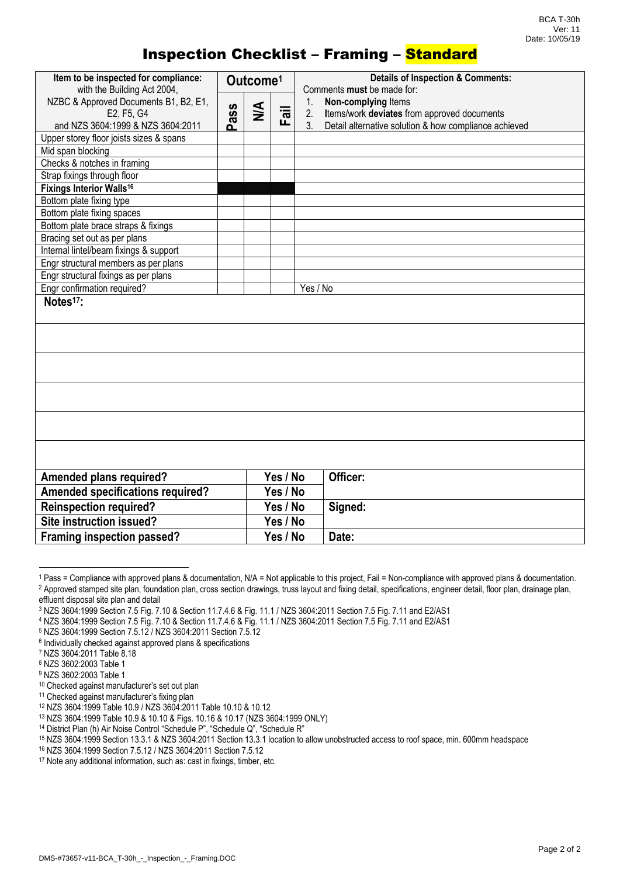# Inspection Checklist – Framing – Standard

| Item to be inspected for compliance: with the Building Act 2004, NZBC & Approved Documents B1, B2, E1, E2, F5, G4 and NZS 3604:1999 & NZS 3604:2011 | Outcome[1] | | | Details of Inspection & Comments: Comments **must** be made for: 1. **Non-complying** Items 2. Items/work **deviates** from approved documents 3. Detail alternative solution & how compliance achieved |
|---|---|---|---|---|
| | Pass | N/A | Fail | |
| Upper storey floor joists sizes & spans | | | | |
| Mid span blocking | | | | |
| Checks & notches in framing | | | | |
| Strap fixings through floor | | | | |
| **Fixings Interior Walls[16]** | | | | |
| Bottom plate fixing type | | | | |
| Bottom plate fixing spaces | | | | |
| Bottom plate brace straps & fixings | | | | |
| Bracing set out as per plans | | | | |
| Internal lintel/beam fixings & support | | | | |
| Engr structural members as per plans | | | | |
| Engr structural fixings as per plans | | | | |
| Engr confirmation required? | | | | Yes / No |

**Notes[17]:**

| | | | |
|---|---|---|---|
| **Amended plans required?** | **Yes / No** | **Officer:** | |
| **Amended specifications required?** | **Yes / No** | | |
| **Reinspection required?** | **Yes / No** | **Signed:** | |
| **Site instruction issued?** | **Yes / No** | | |
| **Framing inspection passed?** | **Yes / No** | **Date:** | |

---

[1] Pass = Compliance with approved plans & documentation, N/A = Not applicable to this project, Fail = Non-compliance with approved plans & documentation.
[2] Approved stamped site plan, foundation plan, cross section drawings, truss layout and fixing detail, specifications, engineer detail, floor plan, drainage plan, effluent disposal site plan and detail
[3] NZS 3604:1999 Section 7.5 Fig. 7.10 & Section 11.7.4.6 & Fig. 11.1 / NZS 3604:2011 Section 7.5 Fig. 7.11 and E2/AS1
[4] NZS 3604:1999 Section 7.5 Fig. 7.10 & Section 11.7.4.6 & Fig. 11.1 / NZS 3604:2011 Section 7.5 Fig. 7.11 and E2/AS1
[5] NZS 3604:1999 Section 7.5.12 / NZS 3604:2011 Section 7.5.12
[6] Individually checked against approved plans & specifications
[7] NZS 3604:2011 Table 8.18
[8] NZS 3602:2003 Table 1
[9] NZS 3602:2003 Table 1
[10] Checked against manufacturer's set out plan
[11] Checked against manufacturer's fixing plan
[12] NZS 3604:1999 Table 10.9 / NZS 3604:2011 Table 10.10 & 10.12
[13] NZS 3604:1999 Table 10.9 & 10.10 & Figs. 10.16 & 10.17 (NZS 3604:1999 ONLY)
[14] District Plan (h) Air Noise Control "Schedule P", "Schedule Q", "Schedule R"
[15] NZS 3604:1999 Section 13.3.1 & NZS 3604:2011 Section 13.3.1 location to allow unobstructed access to roof space, min. 600mm headspace
[16] NZS 3604:1999 Section 7.5.12 / NZS 3604:2011 Section 7.5.12
[17] Note any additional information, such as: cast in fixings, timber, etc.